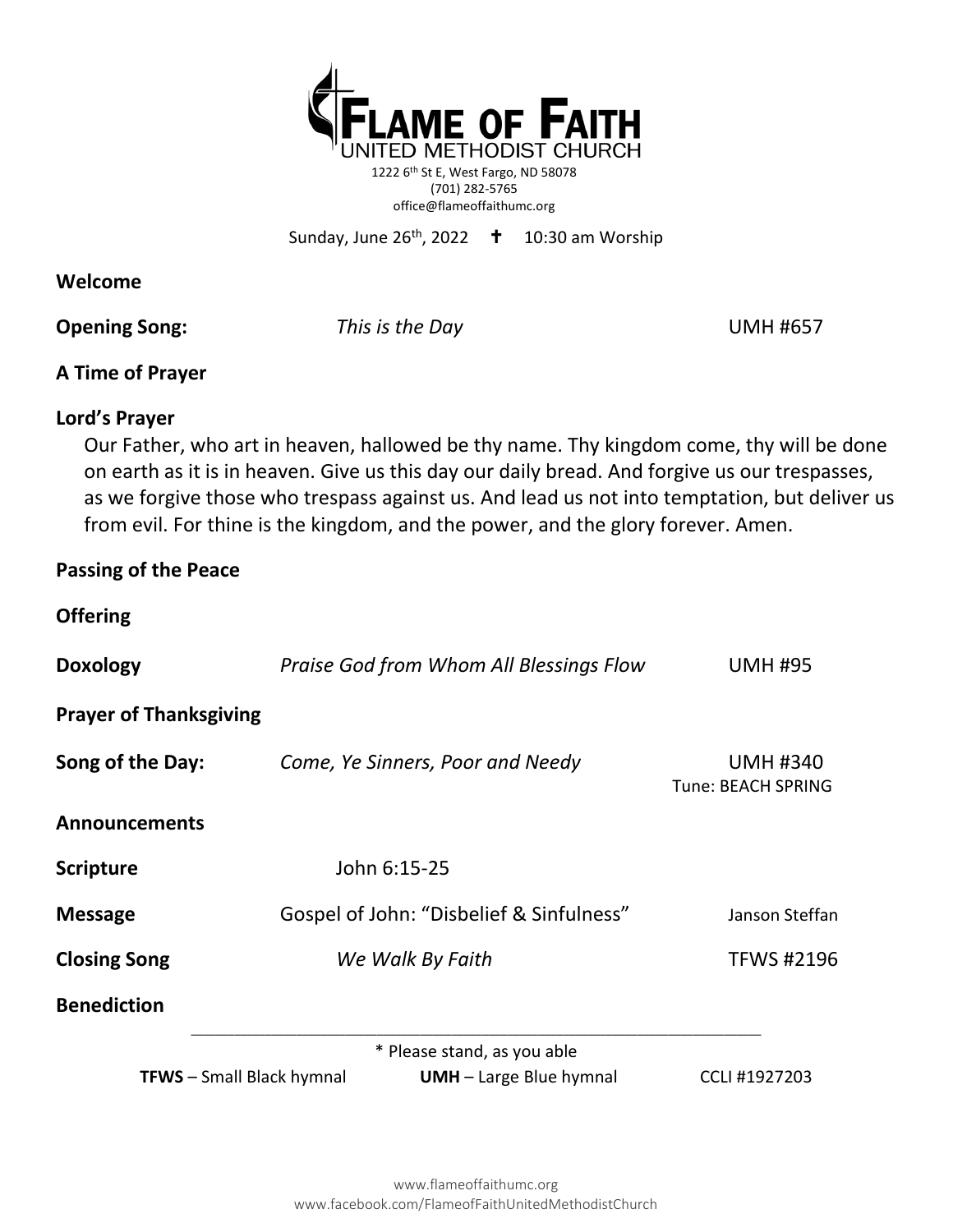# FLAME OF FAITH
UNITED METHODIST CHURCH

1222 6th St E, West Fargo, ND 58078
(701) 282-5765
office@flameoffaithumc.org

Sunday, June 26th, 2022 ✝ 10:30 am Worship

**Welcome**

**Opening Song:** *This is the Day* UMH #657

**A Time of Prayer**

**Lord's Prayer**

Our Father, who art in heaven, hallowed be thy name. Thy kingdom come, thy will be done on earth as it is in heaven. Give us this day our daily bread. And forgive us our trespasses, as we forgive those who trespass against us. And lead us not into temptation, but deliver us from evil. For thine is the kingdom, and the power, and the glory forever. Amen.

**Passing of the Peace**

**Offering**

**Doxology** *Praise God from Whom All Blessings Flow* UMH #95

**Prayer of Thanksgiving**

**Song of the Day:** *Come, Ye Sinners, Poor and Needy* UMH #340
Tune: BEACH SPRING

**Announcements**

**Scripture** John 6:15-25

**Message** Gospel of John: "Disbelief & Sinfulness" Janson Steffan

**Closing Song** *We Walk By Faith* TFWS #2196

**Benediction**

---

\* Please stand, as you able

**TFWS** – Small Black hymnal **UMH** – Large Blue hymnal CCLI #1927203

www.flameoffaithumc.org
www.facebook.com/FlameofFaithUnitedMethodistChurch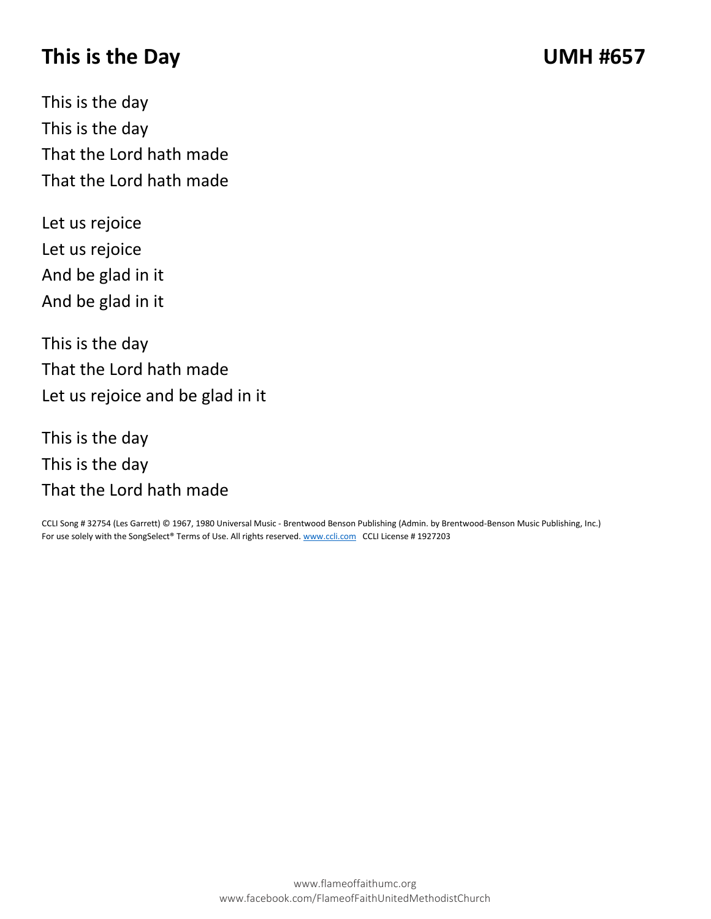# This is the Day UMH #657

This is the day
This is the day
That the Lord hath made
That the Lord hath made

Let us rejoice
Let us rejoice
And be glad in it
And be glad in it

This is the day
That the Lord hath made
Let us rejoice and be glad in it

This is the day
This is the day
That the Lord hath made

CCLI Song # 32754 (Les Garrett) © 1967, 1980 Universal Music - Brentwood Benson Publishing (Admin. by Brentwood-Benson Music Publishing, Inc.)
For use solely with the SongSelect® Terms of Use. All rights reserved. www.ccli.com CCLI License # 1927203

www.flameoffaithumc.org
www.facebook.com/FlameofFaithUnitedMethodistChurch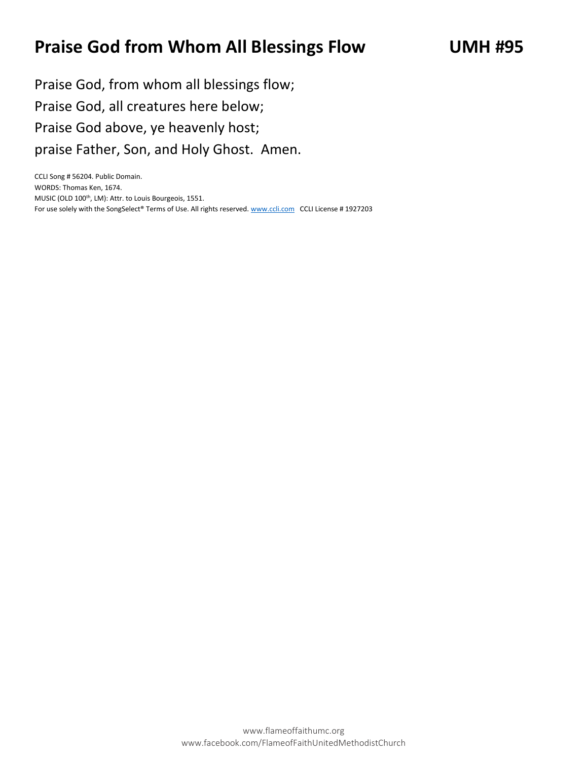# Praise God from Whom All Blessings Flow UMH #95

Praise God, from whom all blessings flow;
Praise God, all creatures here below;
Praise God above, ye heavenly host;
praise Father, Son, and Holy Ghost. Amen.

CCLI Song # 56204. Public Domain.
WORDS: Thomas Ken, 1674.
MUSIC (OLD 100th, LM): Attr. to Louis Bourgeois, 1551.
For use solely with the SongSelect® Terms of Use. All rights reserved. www.ccli.com CCLI License # 1927203

www.flameoffaithumc.org
www.facebook.com/FlameofFaithUnitedMethodistChurch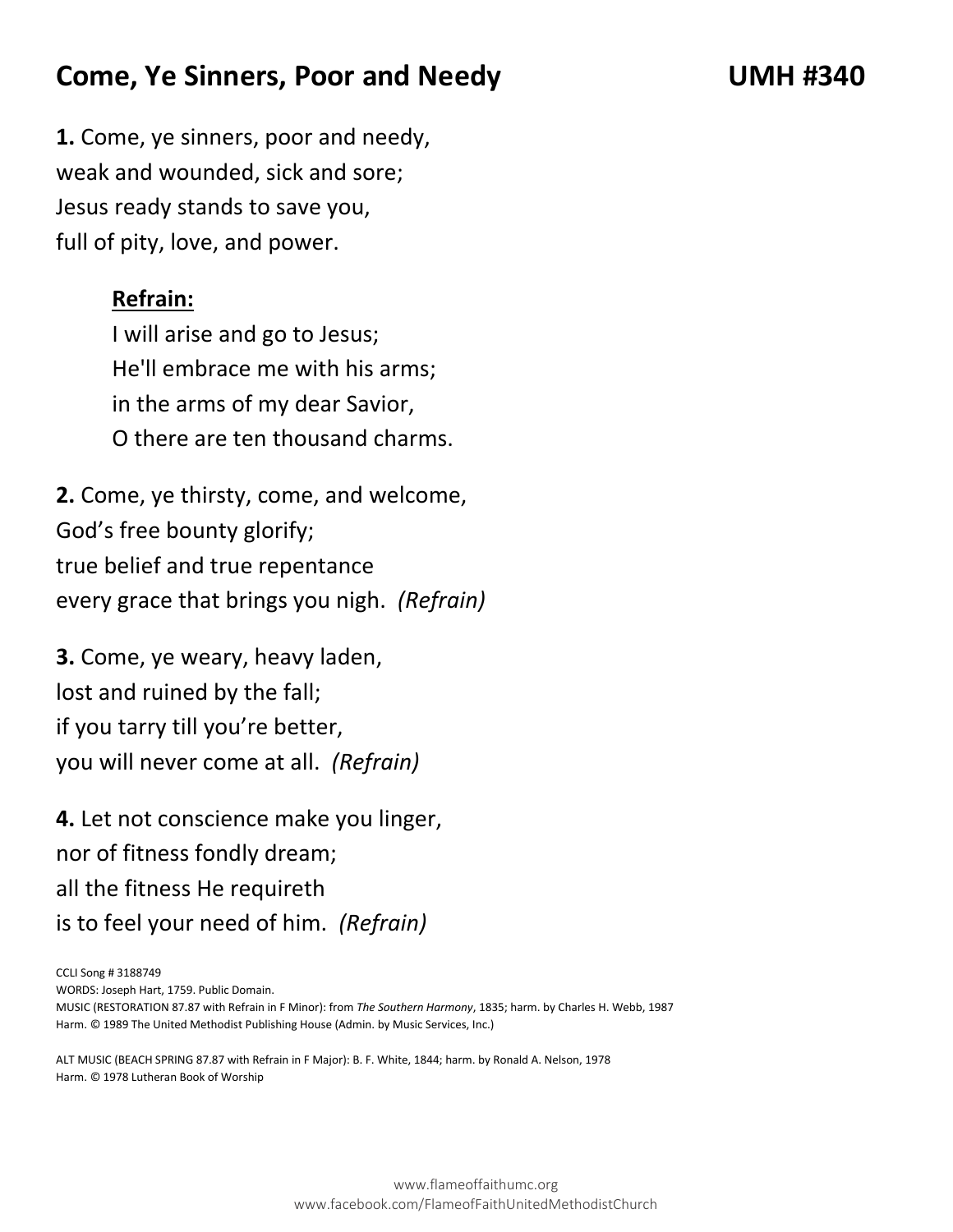# Come, Ye Sinners, Poor and Needy UMH #340

**1.** Come, ye sinners, poor and needy,
weak and wounded, sick and sore;
Jesus ready stands to save you,
full of pity, love, and power.

**Refrain:**
I will arise and go to Jesus;
He'll embrace me with his arms;
in the arms of my dear Savior,
O there are ten thousand charms.

**2.** Come, ye thirsty, come, and welcome,
God's free bounty glorify;
true belief and true repentance
every grace that brings you nigh. *(Refrain)*

**3.** Come, ye weary, heavy laden,
lost and ruined by the fall;
if you tarry till you're better,
you will never come at all. *(Refrain)*

**4.** Let not conscience make you linger,
nor of fitness fondly dream;
all the fitness He requireth
is to feel your need of him. *(Refrain)*

CCLI Song # 3188749
WORDS: Joseph Hart, 1759. Public Domain.
MUSIC (RESTORATION 87.87 with Refrain in F Minor): from *The Southern Harmony*, 1835; harm. by Charles H. Webb, 1987
Harm. © 1989 The United Methodist Publishing House (Admin. by Music Services, Inc.)

ALT MUSIC (BEACH SPRING 87.87 with Refrain in F Major): B. F. White, 1844; harm. by Ronald A. Nelson, 1978
Harm. © 1978 Lutheran Book of Worship

www.flameoffaithumc.org
www.facebook.com/FlameofFaithUnitedMethodistChurch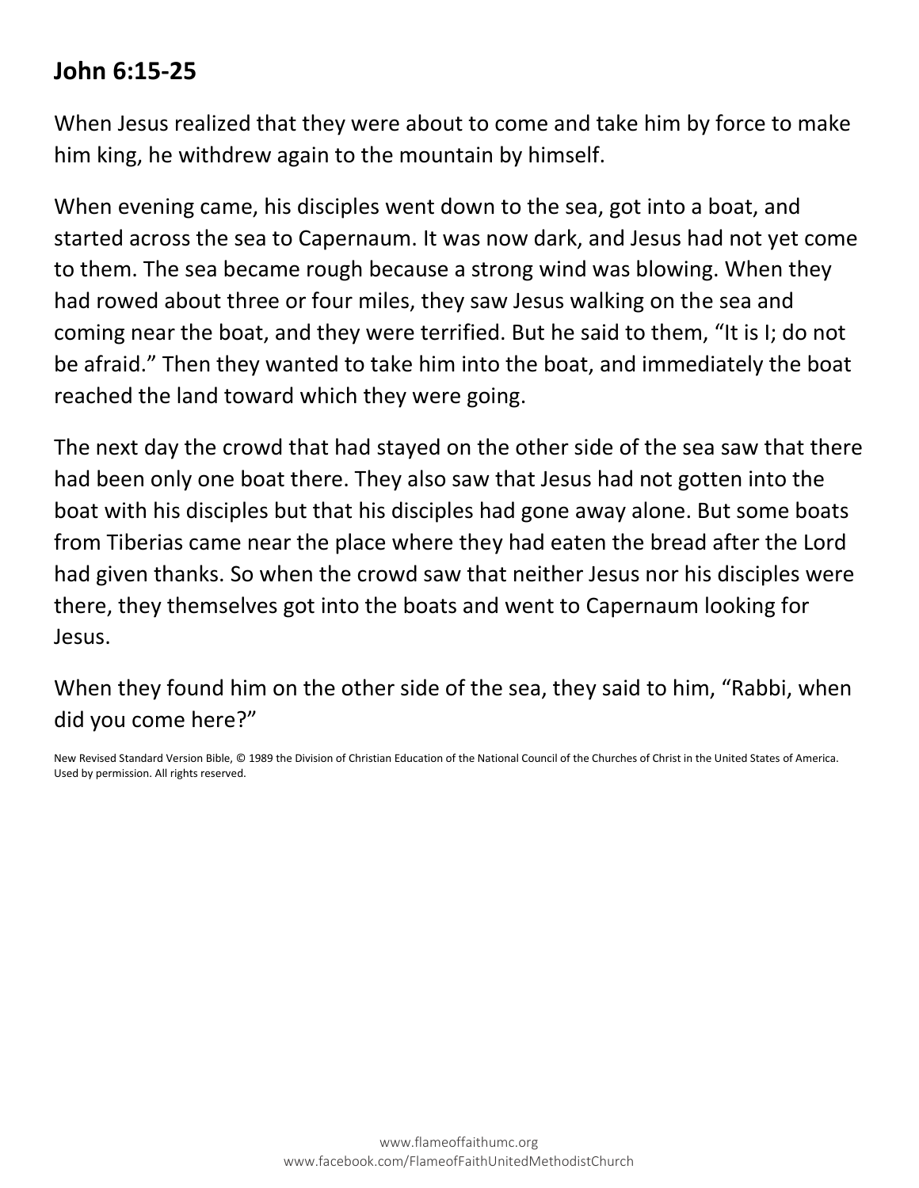## John 6:15-25

When Jesus realized that they were about to come and take him by force to make him king, he withdrew again to the mountain by himself.

When evening came, his disciples went down to the sea, got into a boat, and started across the sea to Capernaum. It was now dark, and Jesus had not yet come to them. The sea became rough because a strong wind was blowing. When they had rowed about three or four miles, they saw Jesus walking on the sea and coming near the boat, and they were terrified. But he said to them, "It is I; do not be afraid." Then they wanted to take him into the boat, and immediately the boat reached the land toward which they were going.

The next day the crowd that had stayed on the other side of the sea saw that there had been only one boat there. They also saw that Jesus had not gotten into the boat with his disciples but that his disciples had gone away alone. But some boats from Tiberias came near the place where they had eaten the bread after the Lord had given thanks. So when the crowd saw that neither Jesus nor his disciples were there, they themselves got into the boats and went to Capernaum looking for Jesus.

When they found him on the other side of the sea, they said to him, "Rabbi, when did you come here?"

New Revised Standard Version Bible, © 1989 the Division of Christian Education of the National Council of the Churches of Christ in the United States of America. Used by permission. All rights reserved.

www.flameoffaithumc.org
www.facebook.com/FlameofFaithUnitedMethodistChurch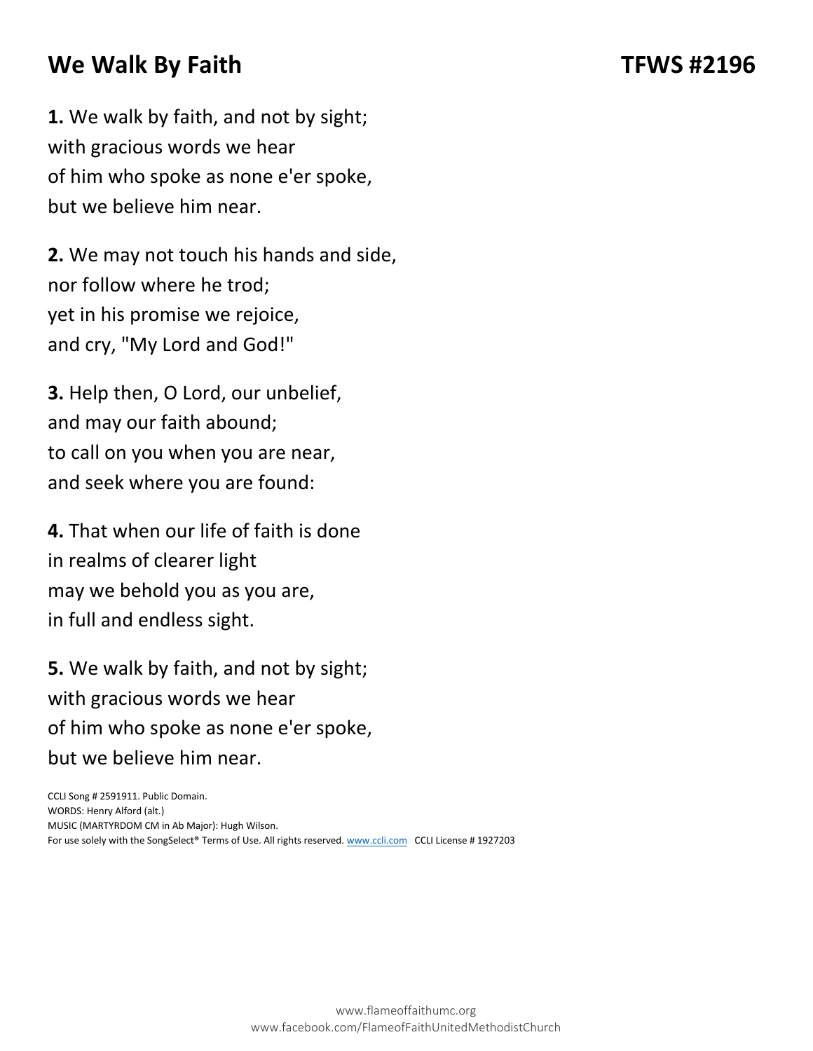# We Walk By Faith TFWS #2196

**1.** We walk by faith, and not by sight;
with gracious words we hear
of him who spoke as none e'er spoke,
but we believe him near.

**2.** We may not touch his hands and side,
nor follow where he trod;
yet in his promise we rejoice,
and cry, "My Lord and God!"

**3.** Help then, O Lord, our unbelief,
and may our faith abound;
to call on you when you are near,
and seek where you are found:

**4.** That when our life of faith is done
in realms of clearer light
may we behold you as you are,
in full and endless sight.

**5.** We walk by faith, and not by sight;
with gracious words we hear
of him who spoke as none e'er spoke,
but we believe him near.

CCLI Song # 2591911. Public Domain.
WORDS: Henry Alford (alt.)
MUSIC (MARTYRDOM CM in Ab Major): Hugh Wilson.
For use solely with the SongSelect® Terms of Use. All rights reserved. www.ccli.com CCLI License # 1927203

www.flameoffaithumc.org
www.facebook.com/FlameofFaithUnitedMethodistChurch